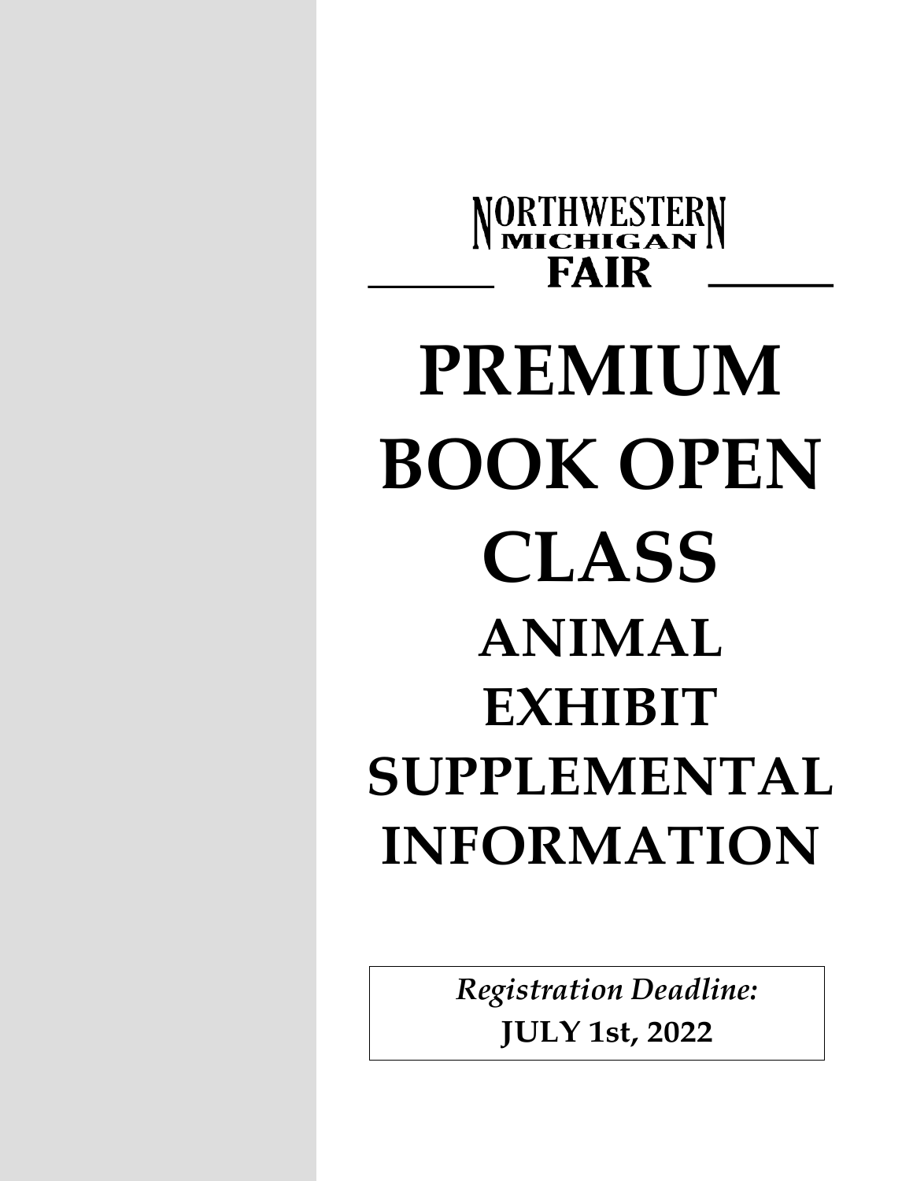NORTHWESTERN MICHIGAN FAIR

# PREMIUM BOOK OPEN CLASS

## ANIMAL EXHIBIT SUPPLEMENTAL INFORMATION

*Registration Deadline:*

**JULY 1st, 2022**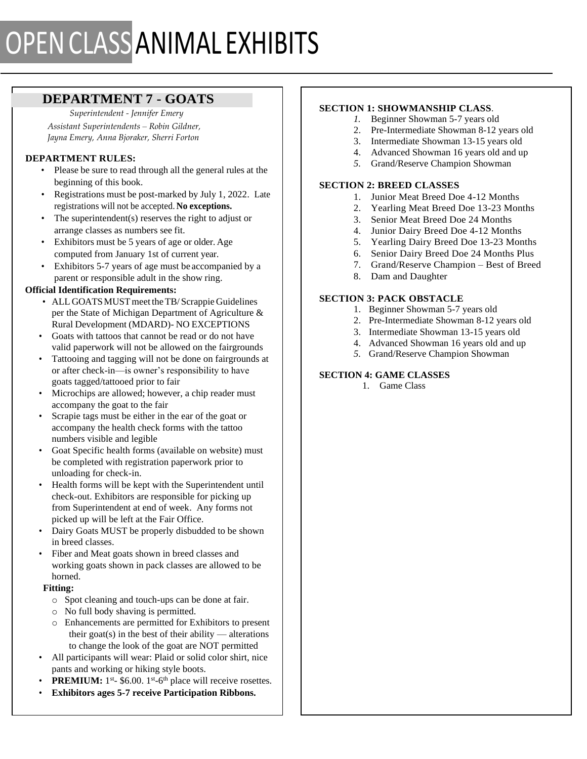# OPEN CLASS ANIMAL EXHIBITS

## DEPARTMENT 7 - GOATS

*Superintendent - Jennifer Emery*

*Assistant Superintendents – Robin Gildner, Jayna Emery, Anna Bjoraker, Sherri Forton*

**DEPARTMENT RULES:**

- Please be sure to read through all the general rules at the beginning of this book.
- Registrations must be post-marked by July 1, 2022. Late registrations will not be accepted. **No exceptions.**
- The superintendent(s) reserves the right to adjust or arrange classes as numbers see fit.
- Exhibitors must be 5 years of age or older. Age computed from January 1st of current year.
- Exhibitors 5-7 years of age must be accompanied by a parent or responsible adult in the show ring.

**Official Identification Requirements:**

- ALL GOATS MUST meet the TB/ Scrappie Guidelines per the State of Michigan Department of Agriculture & Rural Development (MDARD)- NO EXCEPTIONS
- Goats with tattoos that cannot be read or do not have valid paperwork will not be allowed on the fairgrounds
- Tattooing and tagging will not be done on fairgrounds at or after check-in—is owner's responsibility to have goats tagged/tattooed prior to fair
- Microchips are allowed; however, a chip reader must accompany the goat to the fair
- Scrapie tags must be either in the ear of the goat or accompany the health check forms with the tattoo numbers visible and legible
- Goat Specific health forms (available on website) must be completed with registration paperwork prior to unloading for check-in.
- Health forms will be kept with the Superintendent until check-out. Exhibitors are responsible for picking up from Superintendent at end of week. Any forms not picked up will be left at the Fair Office.
- Dairy Goats MUST be properly disbudded to be shown in breed classes.
- Fiber and Meat goats shown in breed classes and working goats shown in pack classes are allowed to be horned.

**Fitting:**

- Spot cleaning and touch-ups can be done at fair.
- No full body shaving is permitted.
- Enhancements are permitted for Exhibitors to present their goat(s) in the best of their ability — alterations to change the look of the goat are NOT permitted

- All participants will wear: Plaid or solid color shirt, nice pants and working or hiking style boots.
- **PREMIUM:** 1st- $6.00. 1st-6th place will receive rosettes.
- **Exhibitors ages 5-7 receive Participation Ribbons.**

**SECTION 1: SHOWMANSHIP CLASS**.

1. Beginner Showman 5-7 years old
2. Pre-Intermediate Showman 8-12 years old
3. Intermediate Showman 13-15 years old
4. Advanced Showman 16 years old and up
5. Grand/Reserve Champion Showman

**SECTION 2: BREED CLASSES**

1. Junior Meat Breed Doe 4-12 Months
2. Yearling Meat Breed Doe 13-23 Months
3. Senior Meat Breed Doe 24 Months
4. Junior Dairy Breed Doe 4-12 Months
5. Yearling Dairy Breed Doe 13-23 Months
6. Senior Dairy Breed Doe 24 Months Plus
7. Grand/Reserve Champion – Best of Breed
8. Dam and Daughter

**SECTION 3: PACK OBSTACLE**

1. Beginner Showman 5-7 years old
2. Pre-Intermediate Showman 8-12 years old
3. Intermediate Showman 13-15 years old
4. Advanced Showman 16 years old and up
5. Grand/Reserve Champion Showman

**SECTION 4: GAME CLASSES**

1. Game Class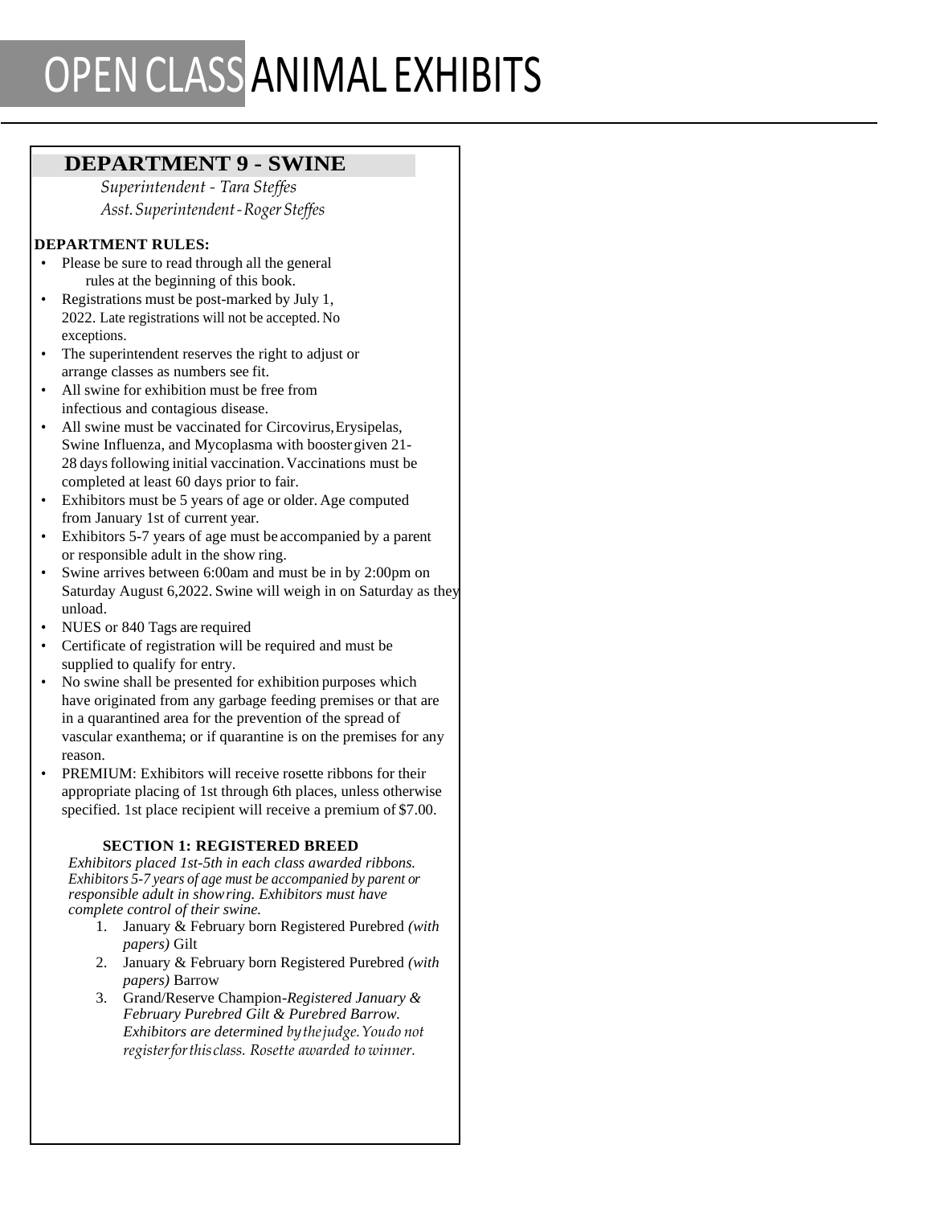# OPEN CLASS ANIMAL EXHIBITS

## DEPARTMENT 9 - SWINE

*Superintendent - Tara Steffes*
*Asst. Superintendent - Roger Steffes*

**DEPARTMENT RULES:**

- Please be sure to read through all the general rules at the beginning of this book.
- Registrations must be post-marked by July 1, 2022. Late registrations will not be accepted. No exceptions.
- The superintendent reserves the right to adjust or arrange classes as numbers see fit.
- All swine for exhibition must be free from infectious and contagious disease.
- All swine must be vaccinated for Circovirus, Erysipelas, Swine Influenza, and Mycoplasma with booster given 21-28 days following initial vaccination. Vaccinations must be completed at least 60 days prior to fair.
- Exhibitors must be 5 years of age or older. Age computed from January 1st of current year.
- Exhibitors 5-7 years of age must be accompanied by a parent or responsible adult in the show ring.
- Swine arrives between 6:00am and must be in by 2:00pm on Saturday August 6, 2022. Swine will weigh in on Saturday as they unload.
- NUES or 840 Tags are required
- Certificate of registration will be required and must be supplied to qualify for entry.
- No swine shall be presented for exhibition purposes which have originated from any garbage feeding premises or that are in a quarantined area for the prevention of the spread of vascular exanthema; or if quarantine is on the premises for any reason.
- PREMIUM: Exhibitors will receive rosette ribbons for their appropriate placing of 1st through 6th places, unless otherwise specified. 1st place recipient will receive a premium of $7.00.

### SECTION 1: REGISTERED BREED

*Exhibitors placed 1st-5th in each class awarded ribbons. Exhibitors 5-7 years of age must be accompanied by parent or responsible adult in show ring. Exhibitors must have complete control of their swine.*

1. January & February born Registered Purebred *(with papers)* Gilt
2. January & February born Registered Purebred *(with papers)* Barrow
3. Grand/Reserve Champion-*Registered January & February Purebred Gilt & Purebred Barrow. Exhibitors are determined by the judge. You do not register for this class. Rosette awarded to winner.*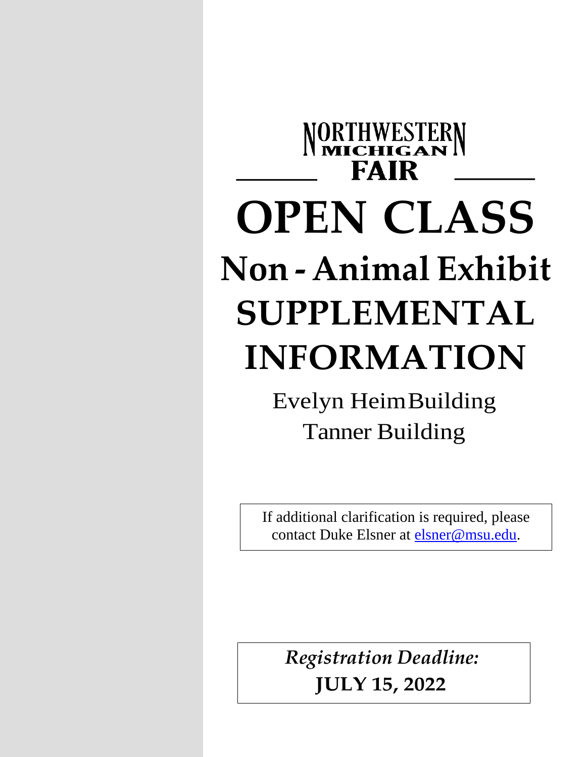# NORTHWESTERN MICHIGAN FAIR

# OPEN CLASS

## Non - Animal Exhibit

# SUPPLEMENTAL INFORMATION

Evelyn Heim Building
Tanner Building

If additional clarification is required, please contact Duke Elsner at elsner@msu.edu.

*Registration Deadline:*
**JULY 15, 2022**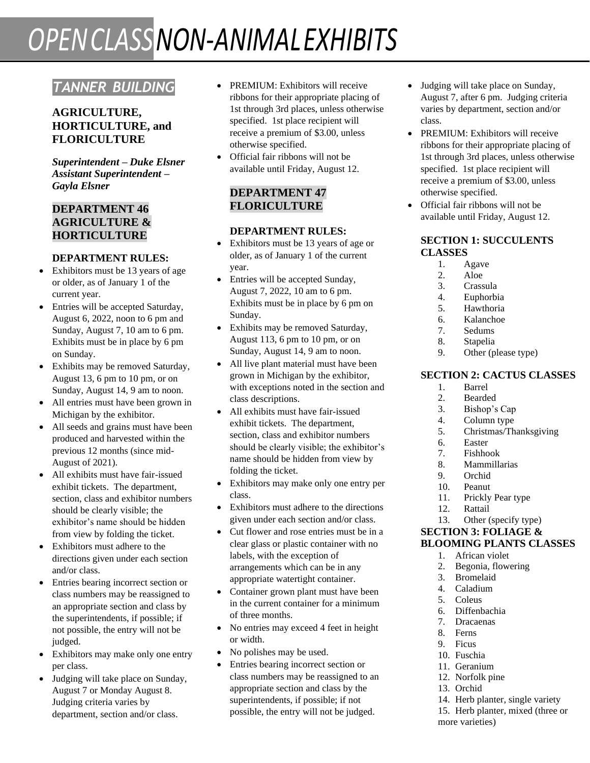# OPEN CLASS NON-ANIMAL EXHIBITS

## TANNER BUILDING

### AGRICULTURE, HORTICULTURE, and FLORICULTURE

***Superintendent – Duke Elsner***
***Assistant Superintendent – Gayla Elsner***

### DEPARTMENT 46 AGRICULTURE & HORTICULTURE

**DEPARTMENT RULES:**

- Exhibitors must be 13 years of age or older, as of January 1 of the current year.
- Entries will be accepted Saturday, August 6, 2022, noon to 6 pm and Sunday, August 7, 10 am to 6 pm. Exhibits must be in place by 6 pm on Sunday.
- Exhibits may be removed Saturday, August 13, 6 pm to 10 pm, or on Sunday, August 14, 9 am to noon.
- All entries must have been grown in Michigan by the exhibitor.
- All seeds and grains must have been produced and harvested within the previous 12 months (since mid-August of 2021).
- All exhibits must have fair-issued exhibit tickets. The department, section, class and exhibitor numbers should be clearly visible; the exhibitor's name should be hidden from view by folding the ticket.
- Exhibitors must adhere to the directions given under each section and/or class.
- Entries bearing incorrect section or class numbers may be reassigned to an appropriate section and class by the superintendents, if possible; if not possible, the entry will not be judged.
- Exhibitors may make only one entry per class.
- Judging will take place on Sunday, August 7 or Monday August 8. Judging criteria varies by department, section and/or class.
- PREMIUM: Exhibitors will receive ribbons for their appropriate placing of 1st through 3rd places, unless otherwise specified. 1st place recipient will receive a premium of $3.00, unless otherwise specified.
- Official fair ribbons will not be available until Friday, August 12.

### DEPARTMENT 47 FLORICULTURE

**DEPARTMENT RULES:**

- Exhibitors must be 13 years of age or older, as of January 1 of the current year.
- Entries will be accepted Sunday, August 7, 2022, 10 am to 6 pm. Exhibits must be in place by 6 pm on Sunday.
- Exhibits may be removed Saturday, August 113, 6 pm to 10 pm, or on Sunday, August 14, 9 am to noon.
- All live plant material must have been grown in Michigan by the exhibitor, with exceptions noted in the section and class descriptions.
- All exhibits must have fair-issued exhibit tickets. The department, section, class and exhibitor numbers should be clearly visible; the exhibitor's name should be hidden from view by folding the ticket.
- Exhibitors may make only one entry per class.
- Exhibitors must adhere to the directions given under each section and/or class.
- Cut flower and rose entries must be in a clear glass or plastic container with no labels, with the exception of arrangements which can be in any appropriate watertight container.
- Container grown plant must have been in the current container for a minimum of three months.
- No entries may exceed 4 feet in height or width.
- No polishes may be used.
- Entries bearing incorrect section or class numbers may be reassigned to an appropriate section and class by the superintendents, if possible; if not possible, the entry will not be judged.
- Judging will take place on Sunday, August 7, after 6 pm. Judging criteria varies by department, section and/or class.
- PREMIUM: Exhibitors will receive ribbons for their appropriate placing of 1st through 3rd places, unless otherwise specified. 1st place recipient will receive a premium of $3.00, unless otherwise specified.
- Official fair ribbons will not be available until Friday, August 12.

**SECTION 1: SUCCULENTS CLASSES**

1. Agave
2. Aloe
3. Crassula
4. Euphorbia
5. Hawthoria
6. Kalanchoe
7. Sedums
8. Stapelia
9. Other (please type)

**SECTION 2: CACTUS CLASSES**

1. Barrel
2. Bearded
3. Bishop's Cap
4. Column type
5. Christmas/Thanksgiving
6. Easter
7. Fishhook
8. Mammillarias
9. Orchid
10. Peanut
11. Prickly Pear type
12. Rattail
13. Other (specify type)

**SECTION 3: FOLIAGE & BLOOMING PLANTS CLASSES**

1. African violet
2. Begonia, flowering
3. Bromelaid
4. Caladium
5. Coleus
6. Diffenbachia
7. Dracaenas
8. Ferns
9. Ficus
10. Fuschia
11. Geranium
12. Norfolk pine
13. Orchid
14. Herb planter, single variety
15. Herb planter, mixed (three or more varieties)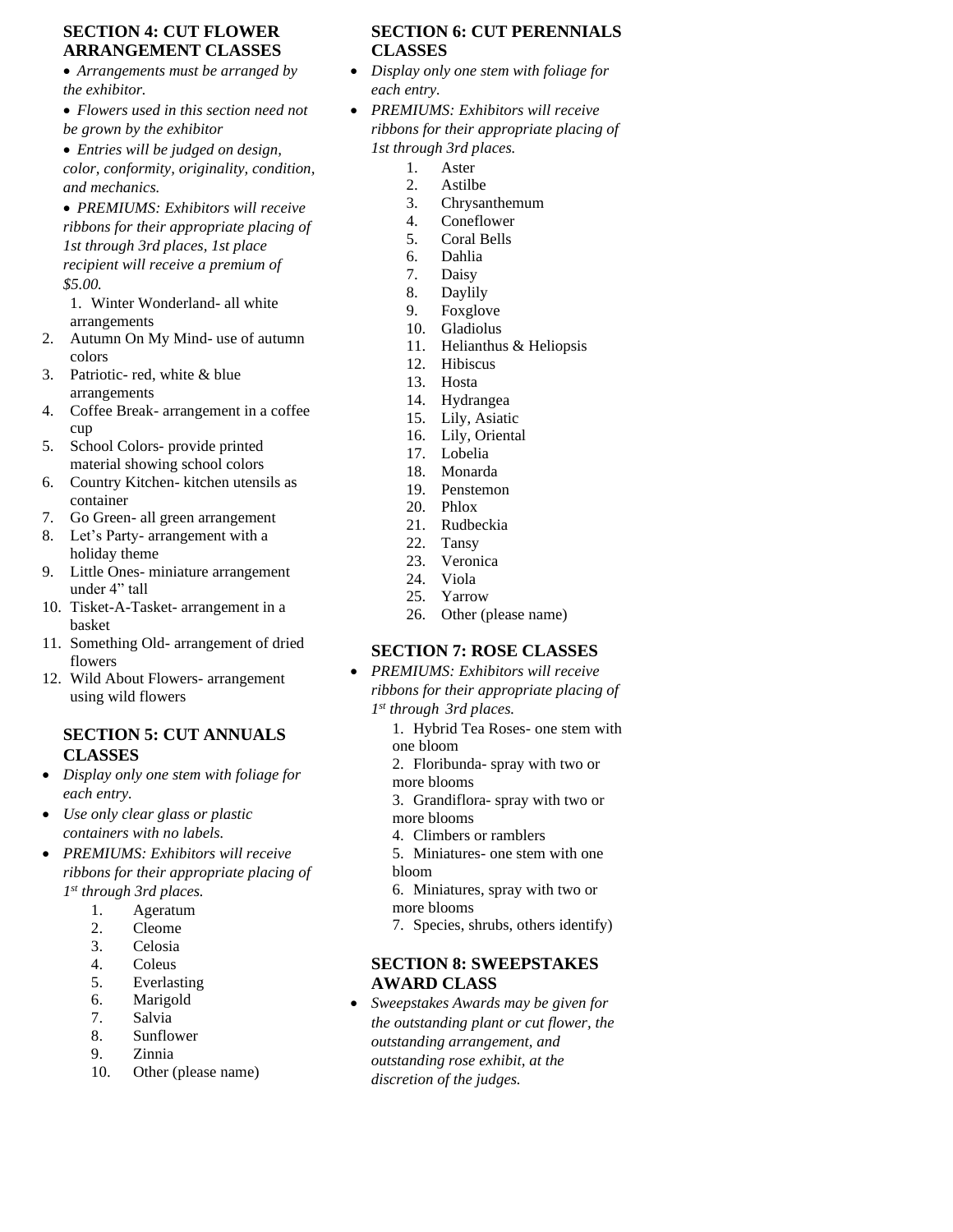## SECTION 4: CUT FLOWER ARRANGEMENT CLASSES

- *Arrangements must be arranged by the exhibitor.*
- *Flowers used in this section need not be grown by the exhibitor*
- *Entries will be judged on design, color, conformity, originality, condition, and mechanics.*
- *PREMIUMS: Exhibitors will receive ribbons for their appropriate placing of 1st through 3rd places, 1st place recipient will receive a premium of $5.00.*

1. Winter Wonderland- all white arrangements
2. Autumn On My Mind- use of autumn colors
3. Patriotic- red, white & blue arrangements
4. Coffee Break- arrangement in a coffee cup
5. School Colors- provide printed material showing school colors
6. Country Kitchen- kitchen utensils as container
7. Go Green- all green arrangement
8. Let's Party- arrangement with a holiday theme
9. Little Ones- miniature arrangement under 4" tall
10. Tisket-A-Tasket- arrangement in a basket
11. Something Old- arrangement of dried flowers
12. Wild About Flowers- arrangement using wild flowers

## SECTION 5: CUT ANNUALS CLASSES

- *Display only one stem with foliage for each entry.*
- *Use only clear glass or plastic containers with no labels.*
- *PREMIUMS: Exhibitors will receive ribbons for their appropriate placing of 1st through 3rd places.*

1. Ageratum
2. Cleome
3. Celosia
4. Coleus
5. Everlasting
6. Marigold
7. Salvia
8. Sunflower
9. Zinnia
10. Other (please name)

## SECTION 6: CUT PERENNIALS CLASSES

- *Display only one stem with foliage for each entry.*
- *PREMIUMS: Exhibitors will receive ribbons for their appropriate placing of 1st through 3rd places.*

1. Aster
2. Astilbe
3. Chrysanthemum
4. Coneflower
5. Coral Bells
6. Dahlia
7. Daisy
8. Daylily
9. Foxglove
10. Gladiolus
11. Helianthus & Heliopsis
12. Hibiscus
13. Hosta
14. Hydrangea
15. Lily, Asiatic
16. Lily, Oriental
17. Lobelia
18. Monarda
19. Penstemon
20. Phlox
21. Rudbeckia
22. Tansy
23. Veronica
24. Viola
25. Yarrow
26. Other (please name)

## SECTION 7: ROSE CLASSES

- *PREMIUMS: Exhibitors will receive ribbons for their appropriate placing of 1st through 3rd places.*

1. Hybrid Tea Roses- one stem with one bloom
2. Floribunda- spray with two or more blooms
3. Grandiflora- spray with two or more blooms
4. Climbers or ramblers
5. Miniatures- one stem with one bloom
6. Miniatures, spray with two or more blooms
7. Species, shrubs, others identify)

## SECTION 8: SWEEPSTAKES AWARD CLASS

- *Sweepstakes Awards may be given for the outstanding plant or cut flower, the outstanding arrangement, and outstanding rose exhibit, at the discretion of the judges.*